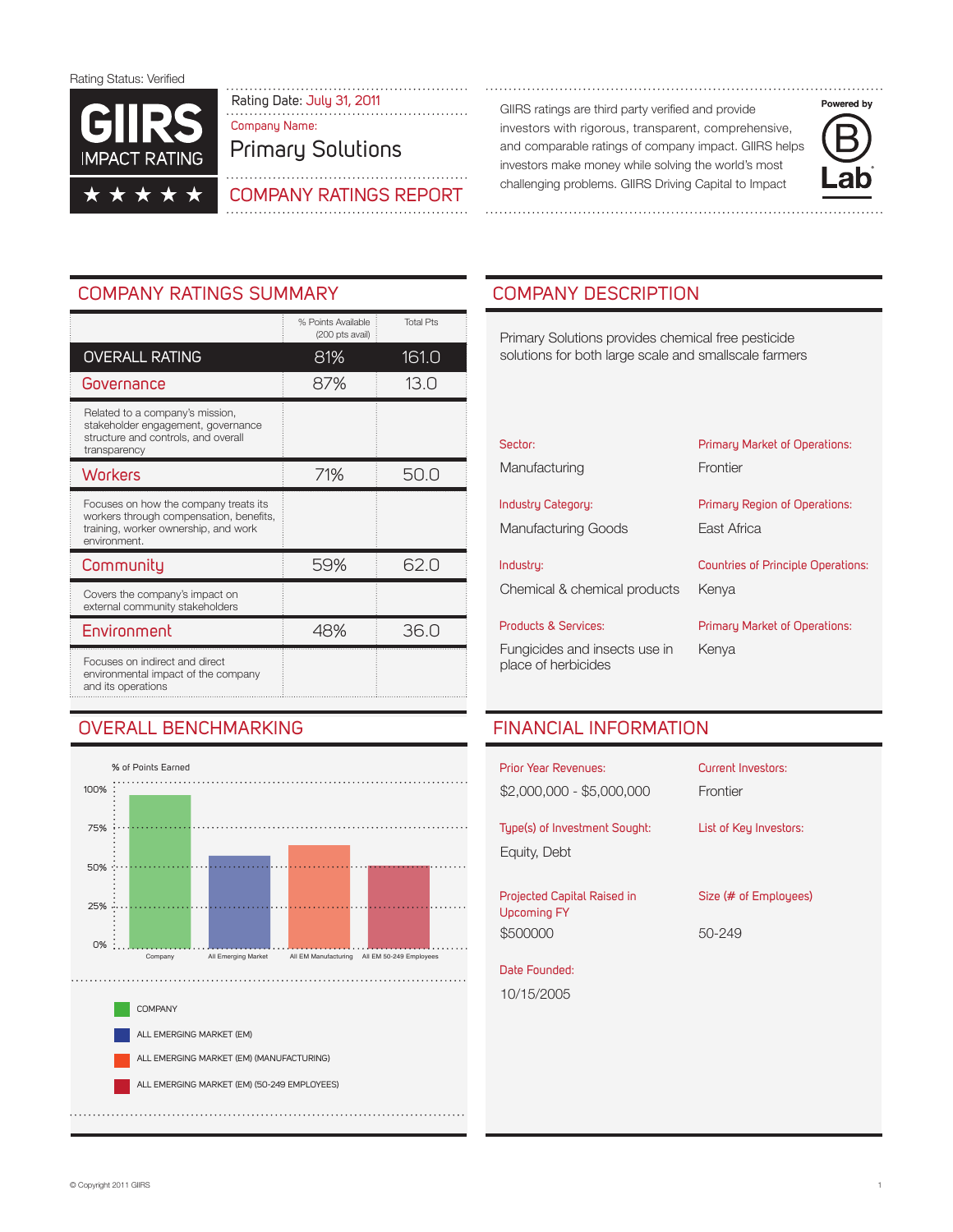Rating Status: Verified

# GIIRS IMPACT RATING ★★★★★

Rating Date: July 31, 2011

Company Name:

## Primary Solutions

## COMPANY RATINGS REPORT

GIIRS ratings are third party verified and provide investors with rigorous, transparent, comprehensive, and comparable ratings of company impact. GIIRS helps investors make money while solving the world's most challenging problems. GIIRS Driving Capital to Impact

Powered by B Lab

## COMPANY RATINGS SUMMARY

| | % Points Available (200 pts avail) | Total Pts |
|---|---|---|
| **OVERALL RATING** | 81% | 161.0 |
| **Governance** | 87% | 13.0 |
| Related to a company's mission, stakeholder engagement, governance structure and controls, and overall transparency | | |
| **Workers** | 71% | 50.0 |
| Focuses on how the company treats its workers through compensation, benefits, training, worker ownership, and work environment. | | |
| **Community** | 59% | 62.0 |
| Covers the company's impact on external community stakeholders | | |
| **Environment** | 48% | 36.0 |
| Focuses on indirect and direct environmental impact of the company and its operations | | |

## OVERALL BENCHMARKING

% of Points Earned

100%, 75%, 50%, 25%, 0%

Company | All Emerging Market | All EM Manufacturing | All EM 50-249 Employees

- COMPANY
- ALL EMERGING MARKET (EM)
- ALL EMERGING MARKET (EM) (MANUFACTURING)
- ALL EMERGING MARKET (EM) (50-249 EMPLOYEES)

## COMPANY DESCRIPTION

Primary Solutions provides chemical free pesticide solutions for both large scale and smallscale farmers

**Sector:**
Manufacturing

**Primary Market of Operations:**
Frontier

**Industry Category:**
Manufacturing Goods

**Primary Region of Operations:**
East Africa

**Industry:**
Chemical & chemical products

**Countries of Principle Operations:**
Kenya

**Products & Services:**
Fungicides and insects use in place of herbicides

**Primary Market of Operations:**
Kenya

## FINANCIAL INFORMATION

**Prior Year Revenues:**
$2,000,000 - $5,000,000

**Current Investors:**
Frontier

**Type(s) of Investment Sought:**
Equity, Debt

**List of Key Investors:**

**Projected Capital Raised in Upcoming FY**
$500000

**Size (# of Employees)**
50-249

**Date Founded:**
10/15/2005

© Copyright 2011 GIIRS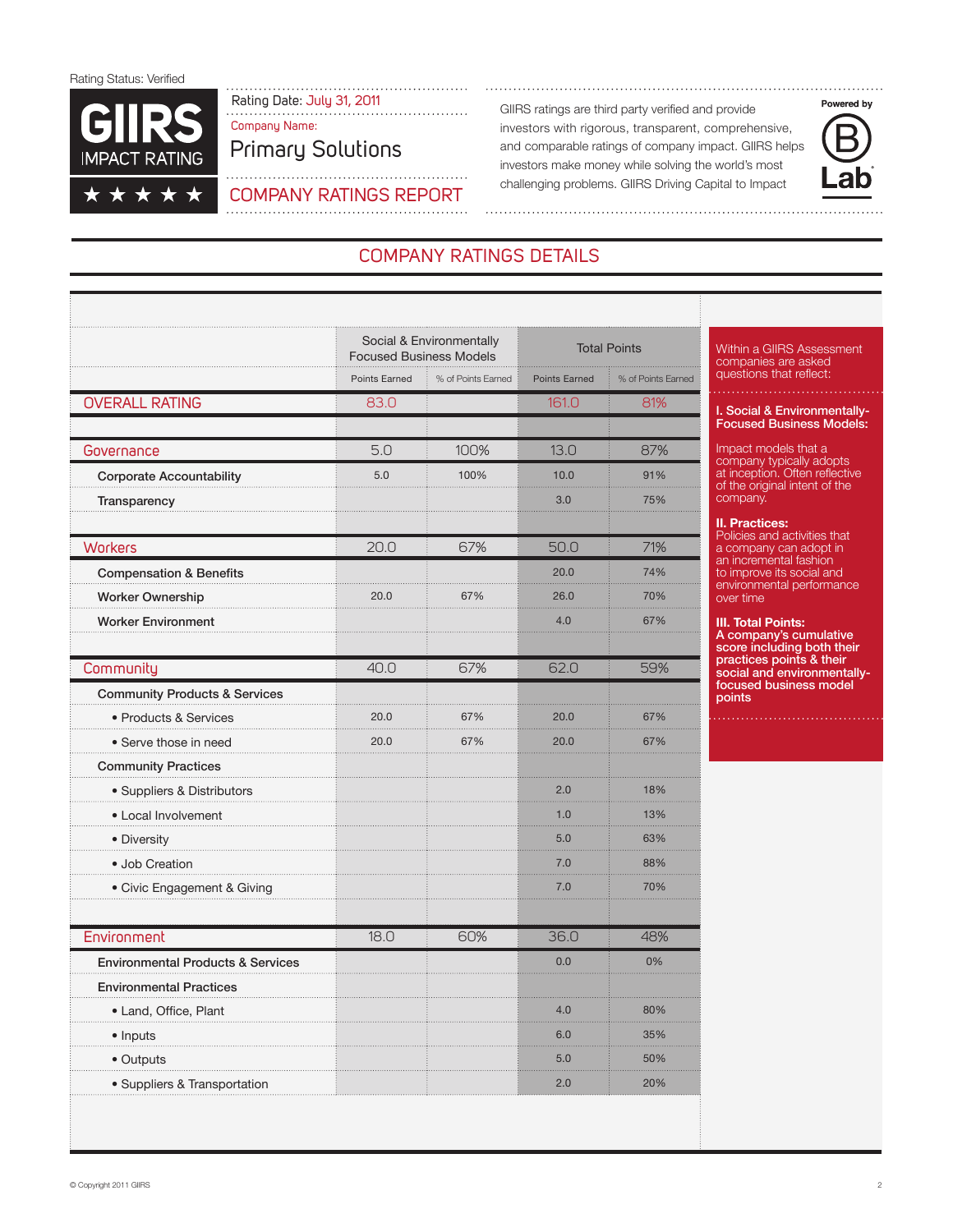Rating Status: Verified

GIIRS IMPACT RATING ★★★★★

Rating Date: July 31, 2011

Company Name:

Primary Solutions

COMPANY RATINGS REPORT

GIIRS ratings are third party verified and provide investors with rigorous, transparent, comprehensive, and comparable ratings of company impact. GIIRS helps investors make money while solving the world's most challenging problems. GIIRS Driving Capital to Impact

Powered by B Lab

## COMPANY RATINGS DETAILS

| | Social & Environmentally Focused Business Models | | Total Points | |
|---|---|---|---|---|
| | Points Earned | % of Points Earned | Points Earned | % of Points Earned |
| **OVERALL RATING** | 83.0 | | 161.0 | 81% |
| **Governance** | 5.0 | 100% | 13.0 | 87% |
| Corporate Accountability | 5.0 | 100% | 10.0 | 91% |
| Transparency | | | 3.0 | 75% |
| **Workers** | 20.0 | 67% | 50.0 | 71% |
| Compensation & Benefits | | | 20.0 | 74% |
| Worker Ownership | 20.0 | 67% | 26.0 | 70% |
| Worker Environment | | | 4.0 | 67% |
| **Community** | 40.0 | 67% | 62.0 | 59% |
| Community Products & Services | | | | |
| • Products & Services | 20.0 | 67% | 20.0 | 67% |
| • Serve those in need | 20.0 | 67% | 20.0 | 67% |
| Community Practices | | | | |
| • Suppliers & Distributors | | | 2.0 | 18% |
| • Local Involvement | | | 1.0 | 13% |
| • Diversity | | | 5.0 | 63% |
| • Job Creation | | | 7.0 | 88% |
| • Civic Engagement & Giving | | | 7.0 | 70% |
| **Environment** | 18.0 | 60% | 36.0 | 48% |
| Environmental Products & Services | | | 0.0 | 0% |
| Environmental Practices | | | | |
| • Land, Office, Plant | | | 4.0 | 80% |
| • Inputs | | | 6.0 | 35% |
| • Outputs | | | 5.0 | 50% |
| • Suppliers & Transportation | | | 2.0 | 20% |

Within a GIIRS Assessment companies are asked questions that reflect:

**I. Social & Environmentally-Focused Business Models:**

Impact models that a company typically adopts at inception. Often reflective of the original intent of the company.

**II. Practices:**
Policies and activities that a company can adopt in an incremental fashion to improve its social and environmental performance over time

**III. Total Points:**
**A company's cumulative score including both their practices points & their social and environmentally-focused business model points**

© Copyright 2011 GIIRS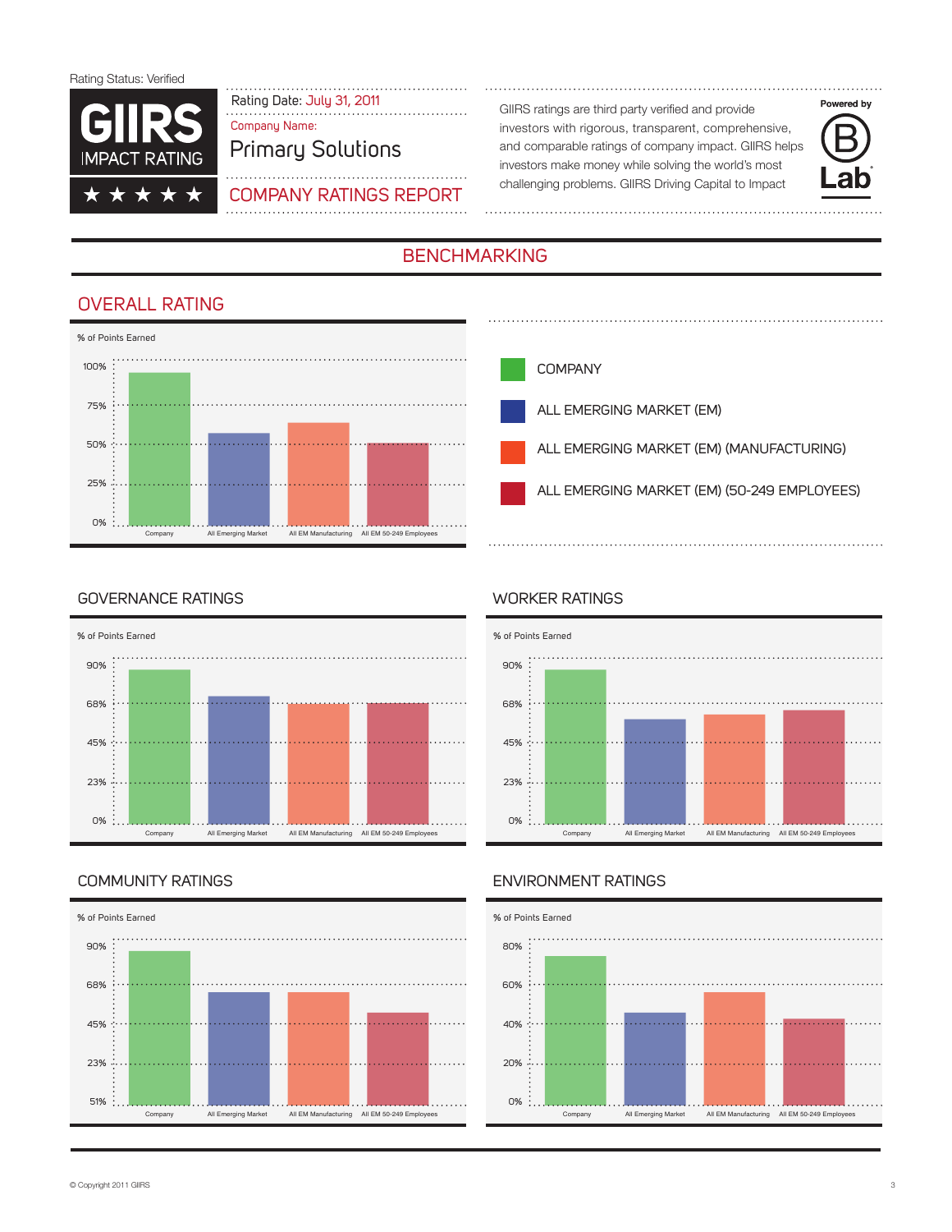Rating Status: Verified

**GIIRS IMPACT RATING** ★ ★ ★ ★ ★

Rating Date: July 31, 2011

Company Name:

Primary Solutions

COMPANY RATINGS REPORT

GIIRS ratings are third party verified and provide investors with rigorous, transparent, comprehensive, and comparable ratings of company impact. GIIRS helps investors make money while solving the world's most challenging problems. GIIRS Driving Capital to Impact

Powered by B Lab

## BENCHMARKING

### OVERALL RATING

% of Points Earned

100%, 75%, 50%, 25%, 0%

Company | All Emerging Market | All EM Manufacturing | All EM 50-249 Employees

- COMPANY
- ALL EMERGING MARKET (EM)
- ALL EMERGING MARKET (EM) (MANUFACTURING)
- ALL EMERGING MARKET (EM) (50-249 EMPLOYEES)

### GOVERNANCE RATINGS

% of Points Earned

90%, 68%, 45%, 23%, 0%

Company | All Emerging Market | All EM Manufacturing | All EM 50-249 Employees

### WORKER RATINGS

% of Points Earned

90%, 68%, 45%, 23%, 0%

Company | All Emerging Market | All EM Manufacturing | All EM 50-249 Employees

### COMMUNITY RATINGS

% of Points Earned

90%, 68%, 45%, 23%, 51%

Company | All Emerging Market | All EM Manufacturing | All EM 50-249 Employees

### ENVIRONMENT RATINGS

% of Points Earned

80%, 60%, 40%, 20%, 0%

Company | All Emerging Market | All EM Manufacturing | All EM 50-249 Employees

© Copyright 2011 GIIRS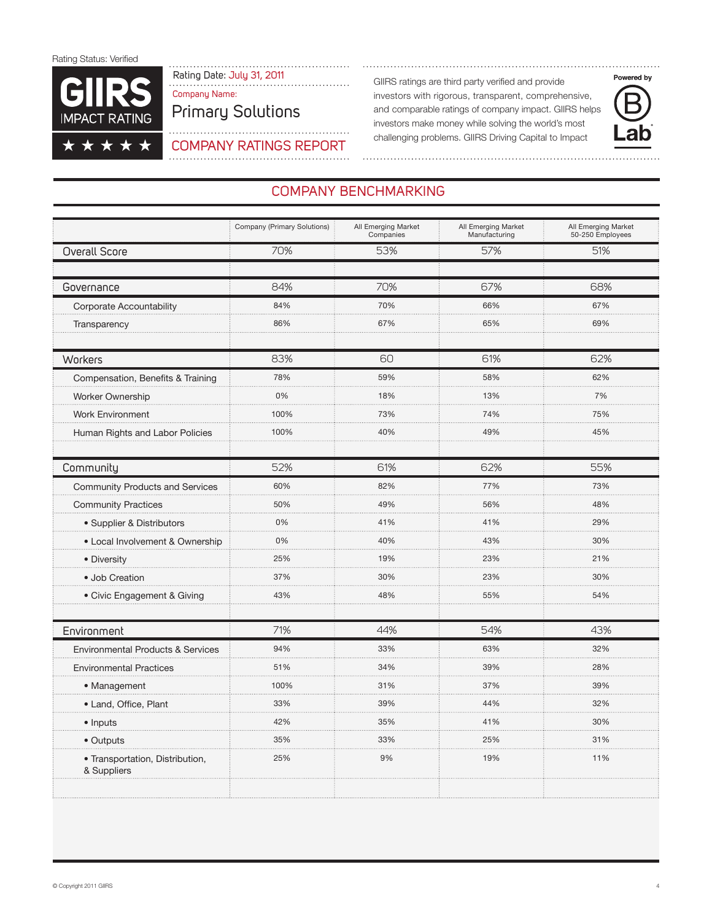Rating Status: Verified

GIIRS IMPACT RATING ★★★★★

Rating Date: July 31, 2011

Company Name:

Primary Solutions

## COMPANY RATINGS REPORT

GIIRS ratings are third party verified and provide investors with rigorous, transparent, comprehensive, and comparable ratings of company impact. GIIRS helps investors make money while solving the world's most challenging problems. GIIRS Driving Capital to Impact

Powered by B Lab

## COMPANY BENCHMARKING

| | Company (Primary Solutions) | All Emerging Market Companies | All Emerging Market Manufacturing | All Emerging Market 50-250 Employees |
|---|---|---|---|---|
| Overall Score | 70% | 53% | 57% | 51% |
| | | | | |
| Governance | 84% | 70% | 67% | 68% |
| Corporate Accountability | 84% | 70% | 66% | 67% |
| Transparency | 86% | 67% | 65% | 69% |
| | | | | |
| Workers | 83% | 60 | 61% | 62% |
| Compensation, Benefits & Training | 78% | 59% | 58% | 62% |
| Worker Ownership | 0% | 18% | 13% | 7% |
| Work Environment | 100% | 73% | 74% | 75% |
| Human Rights and Labor Policies | 100% | 40% | 49% | 45% |
| | | | | |
| Community | 52% | 61% | 62% | 55% |
| Community Products and Services | 60% | 82% | 77% | 73% |
| Community Practices | 50% | 49% | 56% | 48% |
| • Supplier & Distributors | 0% | 41% | 41% | 29% |
| • Local Involvement & Ownership | 0% | 40% | 43% | 30% |
| • Diversity | 25% | 19% | 23% | 21% |
| • Job Creation | 37% | 30% | 23% | 30% |
| • Civic Engagement & Giving | 43% | 48% | 55% | 54% |
| | | | | |
| Environment | 71% | 44% | 54% | 43% |
| Environmental Products & Services | 94% | 33% | 63% | 32% |
| Environmental Practices | 51% | 34% | 39% | 28% |
| • Management | 100% | 31% | 37% | 39% |
| • Land, Office, Plant | 33% | 39% | 44% | 32% |
| • Inputs | 42% | 35% | 41% | 30% |
| • Outputs | 35% | 33% | 25% | 31% |
| • Transportation, Distribution, & Suppliers | 25% | 9% | 19% | 11% |

© Copyright 2011 GIIRS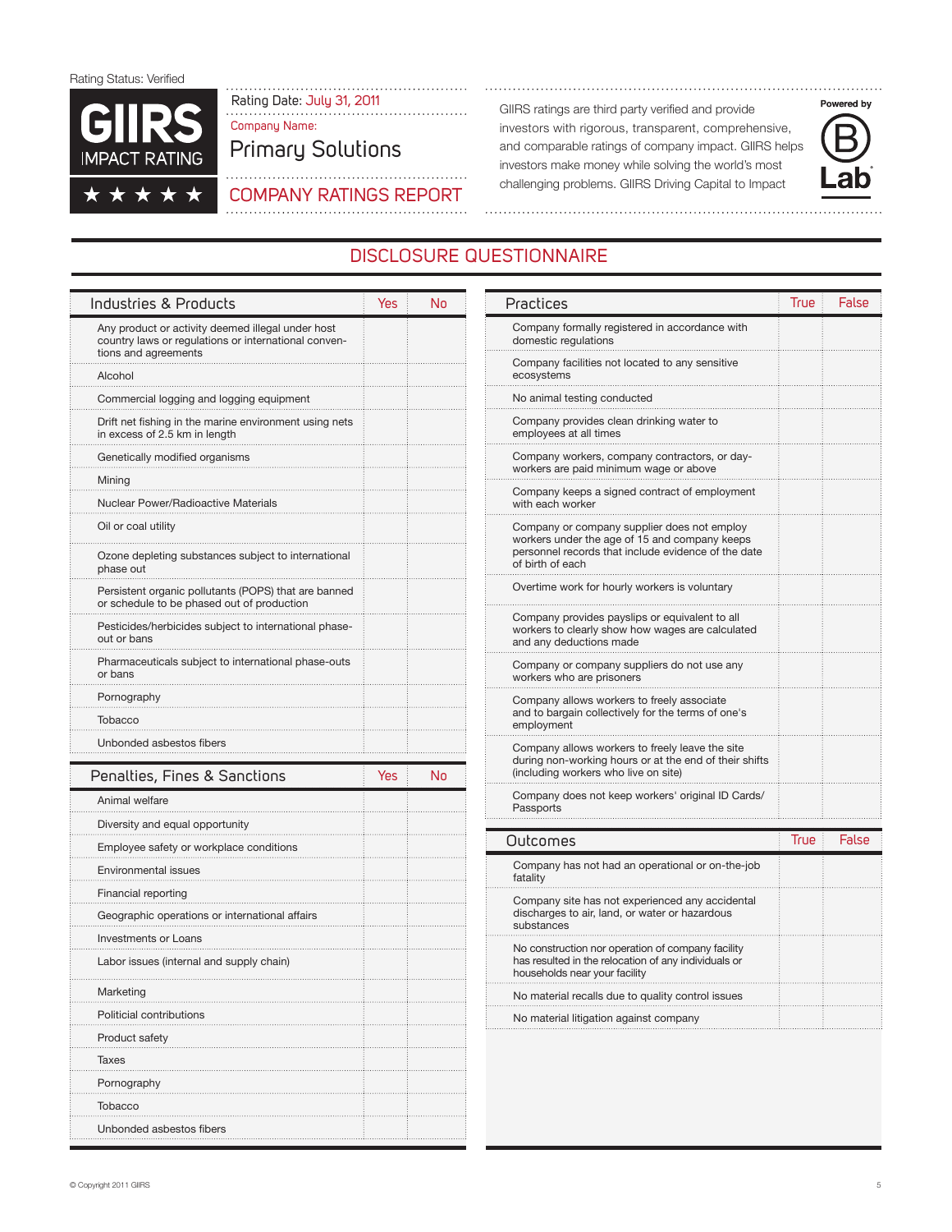Rating Status: Verified

**GIIRS IMPACT RATING** ★ ★ ★ ★ ★

Rating Date: July 31, 2011

Company Name:

Primary Solutions

COMPANY RATINGS REPORT

GIIRS ratings are third party verified and provide investors with rigorous, transparent, comprehensive, and comparable ratings of company impact. GIIRS helps investors make money while solving the world's most challenging problems. GIIRS Driving Capital to Impact

Powered by B Lab

## DISCLOSURE QUESTIONNAIRE

| Industries & Products | Yes | No |
|---|---|---|
| Any product or activity deemed illegal under host country laws or regulations or international conventions and agreements | | |
| Alcohol | | |
| Commercial logging and logging equipment | | |
| Drift net fishing in the marine environment using nets in excess of 2.5 km in length | | |
| Genetically modified organisms | | |
| Mining | | |
| Nuclear Power/Radioactive Materials | | |
| Oil or coal utility | | |
| Ozone depleting substances subject to international phase out | | |
| Persistent organic pollutants (POPS) that are banned or schedule to be phased out of production | | |
| Pesticides/herbicides subject to international phase-out or bans | | |
| Pharmaceuticals subject to international phase-outs or bans | | |
| Pornography | | |
| Tobacco | | |
| Unbonded asbestos fibers | | |

| Penalties, Fines & Sanctions | Yes | No |
|---|---|---|
| Animal welfare | | |
| Diversity and equal opportunity | | |
| Employee safety or workplace conditions | | |
| Environmental issues | | |
| Financial reporting | | |
| Geographic operations or international affairs | | |
| Investments or Loans | | |
| Labor issues (internal and supply chain) | | |
| Marketing | | |
| Politicial contributions | | |
| Product safety | | |
| Taxes | | |
| Pornography | | |
| Tobacco | | |
| Unbonded asbestos fibers | | |

| Practices | True | False |
|---|---|---|
| Company formally registered in accordance with domestic regulations | | |
| Company facilities not located to any sensitive ecosystems | | |
| No animal testing conducted | | |
| Company provides clean drinking water to employees at all times | | |
| Company workers, company contractors, or day-workers are paid minimum wage or above | | |
| Company keeps a signed contract of employment with each worker | | |
| Company or company supplier does not employ workers under the age of 15 and company keeps personnel records that include evidence of the date of birth of each | | |
| Overtime work for hourly workers is voluntary | | |
| Company provides payslips or equivalent to all workers to clearly show how wages are calculated and any deductions made | | |
| Company or company suppliers do not use any workers who are prisoners | | |
| Company allows workers to freely associate and to bargain collectively for the terms of one's employment | | |
| Company allows workers to freely leave the site during non-working hours or at the end of their shifts (including workers who live on site) | | |
| Company does not keep workers' original ID Cards/ Passports | | |

| Outcomes | True | False |
|---|---|---|
| Company has not had an operational or on-the-job fatality | | |
| Company site has not experienced any accidental discharges to air, land, or water or hazardous substances | | |
| No construction nor operation of company facility has resulted in the relocation of any individuals or households near your facility | | |
| No material recalls due to quality control issues | | |
| No material litigation against company | | |

© Copyright 2011 GIIRS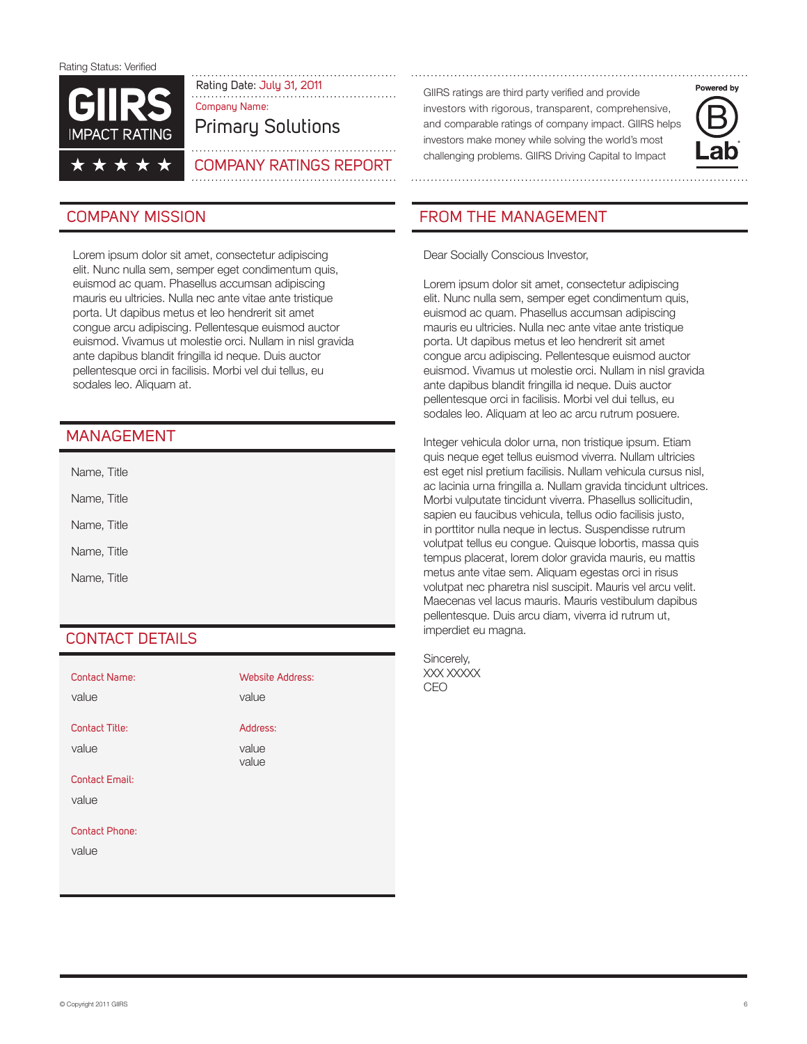Rating Status: Verified

**GIIRS**
IMPACT RATING
★ ★ ★ ★ ★

Rating Date: July 31, 2011

Company Name:

Primary Solutions

COMPANY RATINGS REPORT

GIIRS ratings are third party verified and provide investors with rigorous, transparent, comprehensive, and comparable ratings of company impact. GIIRS helps investors make money while solving the world's most challenging problems. GIIRS Driving Capital to Impact

Powered by B Lab

## COMPANY MISSION

Lorem ipsum dolor sit amet, consectetur adipiscing elit. Nunc nulla sem, semper eget condimentum quis, euismod ac quam. Phasellus accumsan adipiscing mauris eu ultricies. Nulla nec ante vitae ante tristique porta. Ut dapibus metus et leo hendrerit sit amet congue arcu adipiscing. Pellentesque euismod auctor euismod. Vivamus ut molestie orci. Nullam in nisl gravida ante dapibus blandit fringilla id neque. Duis auctor pellentesque orci in facilisis. Morbi vel dui tellus, eu sodales leo. Aliquam at.

## MANAGEMENT

Name, Title

Name, Title

Name, Title

Name, Title

Name, Title

## CONTACT DETAILS

Contact Name:
value

Contact Title:
value

Contact Email:
value

Contact Phone:
value

Website Address:
value

Address:
value
value

## FROM THE MANAGEMENT

Dear Socially Conscious Investor,

Lorem ipsum dolor sit amet, consectetur adipiscing elit. Nunc nulla sem, semper eget condimentum quis, euismod ac quam. Phasellus accumsan adipiscing mauris eu ultricies. Nulla nec ante vitae ante tristique porta. Ut dapibus metus et leo hendrerit sit amet congue arcu adipiscing. Pellentesque euismod auctor euismod. Vivamus ut molestie orci. Nullam in nisl gravida ante dapibus blandit fringilla id neque. Duis auctor pellentesque orci in facilisis. Morbi vel dui tellus, eu sodales leo. Aliquam at leo ac arcu rutrum posuere.

Integer vehicula dolor urna, non tristique ipsum. Etiam quis neque eget tellus euismod viverra. Nullam ultricies est eget nisl pretium facilisis. Nullam vehicula cursus nisl, ac lacinia urna fringilla a. Nullam gravida tincidunt ultrices. Morbi vulputate tincidunt viverra. Phasellus sollicitudin, sapien eu faucibus vehicula, tellus odio facilisis justo, in porttitor nulla neque in lectus. Suspendisse rutrum volutpat tellus eu congue. Quisque lobortis, massa quis tempus placerat, lorem dolor gravida mauris, eu mattis metus ante vitae sem. Aliquam egestas orci in risus volutpat nec pharetra nisl suscipit. Mauris vel arcu velit. Maecenas vel lacus mauris. Mauris vestibulum dapibus pellentesque. Duis arcu diam, viverra id rutrum ut, imperdiet eu magna.

Sincerely,
XXX XXXXX
CEO

© Copyright 2011 GIIRS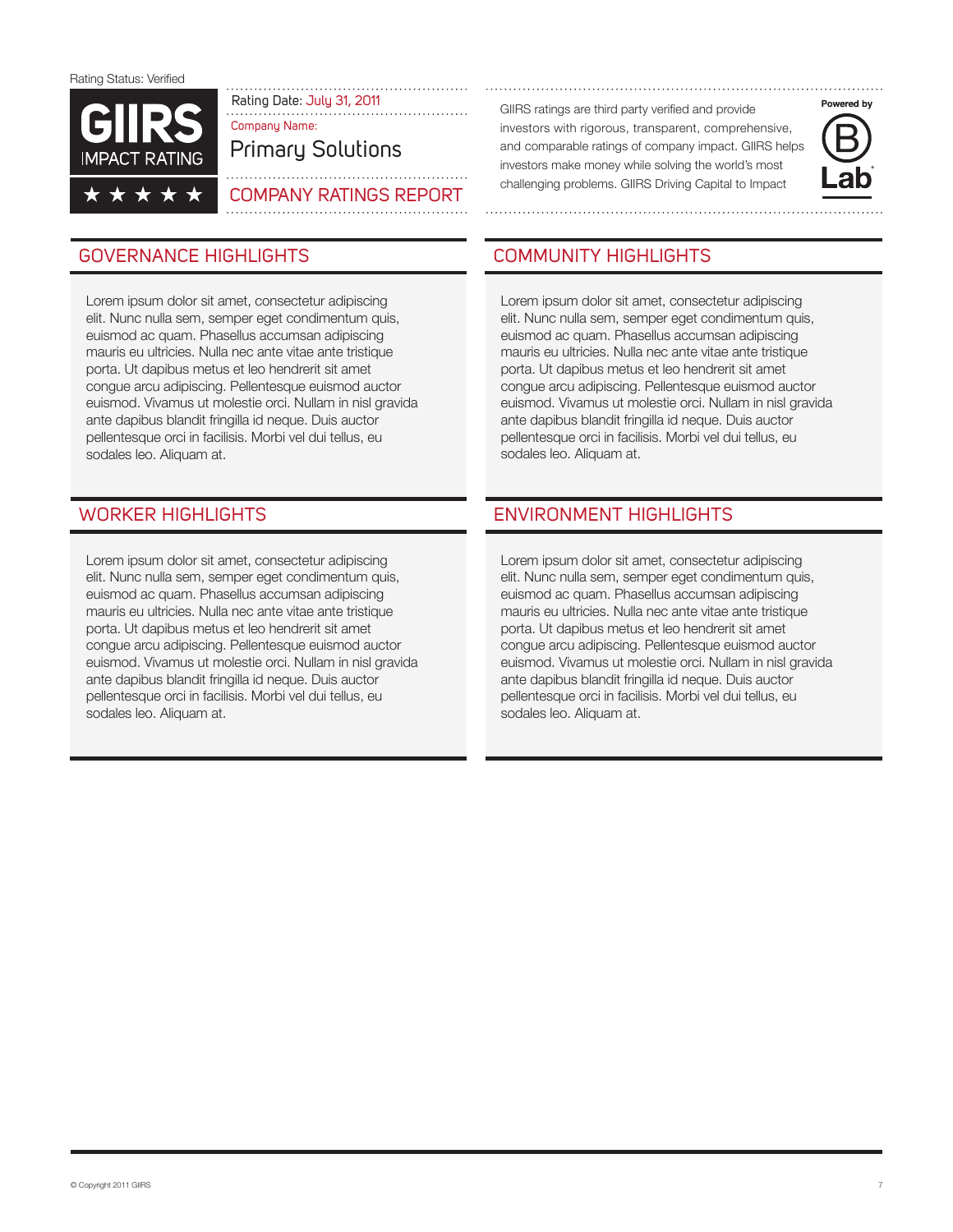Rating Status: Verified

**GIIRS**
IMPACT RATING
★ ★ ★ ★ ★

Rating Date: July 31, 2011

Company Name:

Primary Solutions

COMPANY RATINGS REPORT

GIIRS ratings are third party verified and provide investors with rigorous, transparent, comprehensive, and comparable ratings of company impact. GIIRS helps investors make money while solving the world's most challenging problems. GIIRS Driving Capital to Impact

Powered by B Lab

## GOVERNANCE HIGHLIGHTS

Lorem ipsum dolor sit amet, consectetur adipiscing elit. Nunc nulla sem, semper eget condimentum quis, euismod ac quam. Phasellus accumsan adipiscing mauris eu ultricies. Nulla nec ante vitae ante tristique porta. Ut dapibus metus et leo hendrerit sit amet congue arcu adipiscing. Pellentesque euismod auctor euismod. Vivamus ut molestie orci. Nullam in nisl gravida ante dapibus blandit fringilla id neque. Duis auctor pellentesque orci in facilisis. Morbi vel dui tellus, eu sodales leo. Aliquam at.

## COMMUNITY HIGHLIGHTS

Lorem ipsum dolor sit amet, consectetur adipiscing elit. Nunc nulla sem, semper eget condimentum quis, euismod ac quam. Phasellus accumsan adipiscing mauris eu ultricies. Nulla nec ante vitae ante tristique porta. Ut dapibus metus et leo hendrerit sit amet congue arcu adipiscing. Pellentesque euismod auctor euismod. Vivamus ut molestie orci. Nullam in nisl gravida ante dapibus blandit fringilla id neque. Duis auctor pellentesque orci in facilisis. Morbi vel dui tellus, eu sodales leo. Aliquam at.

## WORKER HIGHLIGHTS

Lorem ipsum dolor sit amet, consectetur adipiscing elit. Nunc nulla sem, semper eget condimentum quis, euismod ac quam. Phasellus accumsan adipiscing mauris eu ultricies. Nulla nec ante vitae ante tristique porta. Ut dapibus metus et leo hendrerit sit amet congue arcu adipiscing. Pellentesque euismod auctor euismod. Vivamus ut molestie orci. Nullam in nisl gravida ante dapibus blandit fringilla id neque. Duis auctor pellentesque orci in facilisis. Morbi vel dui tellus, eu sodales leo. Aliquam at.

## ENVIRONMENT HIGHLIGHTS

Lorem ipsum dolor sit amet, consectetur adipiscing elit. Nunc nulla sem, semper eget condimentum quis, euismod ac quam. Phasellus accumsan adipiscing mauris eu ultricies. Nulla nec ante vitae ante tristique porta. Ut dapibus metus et leo hendrerit sit amet congue arcu adipiscing. Pellentesque euismod auctor euismod. Vivamus ut molestie orci. Nullam in nisl gravida ante dapibus blandit fringilla id neque. Duis auctor pellentesque orci in facilisis. Morbi vel dui tellus, eu sodales leo. Aliquam at.

© Copyright 2011 GIIRS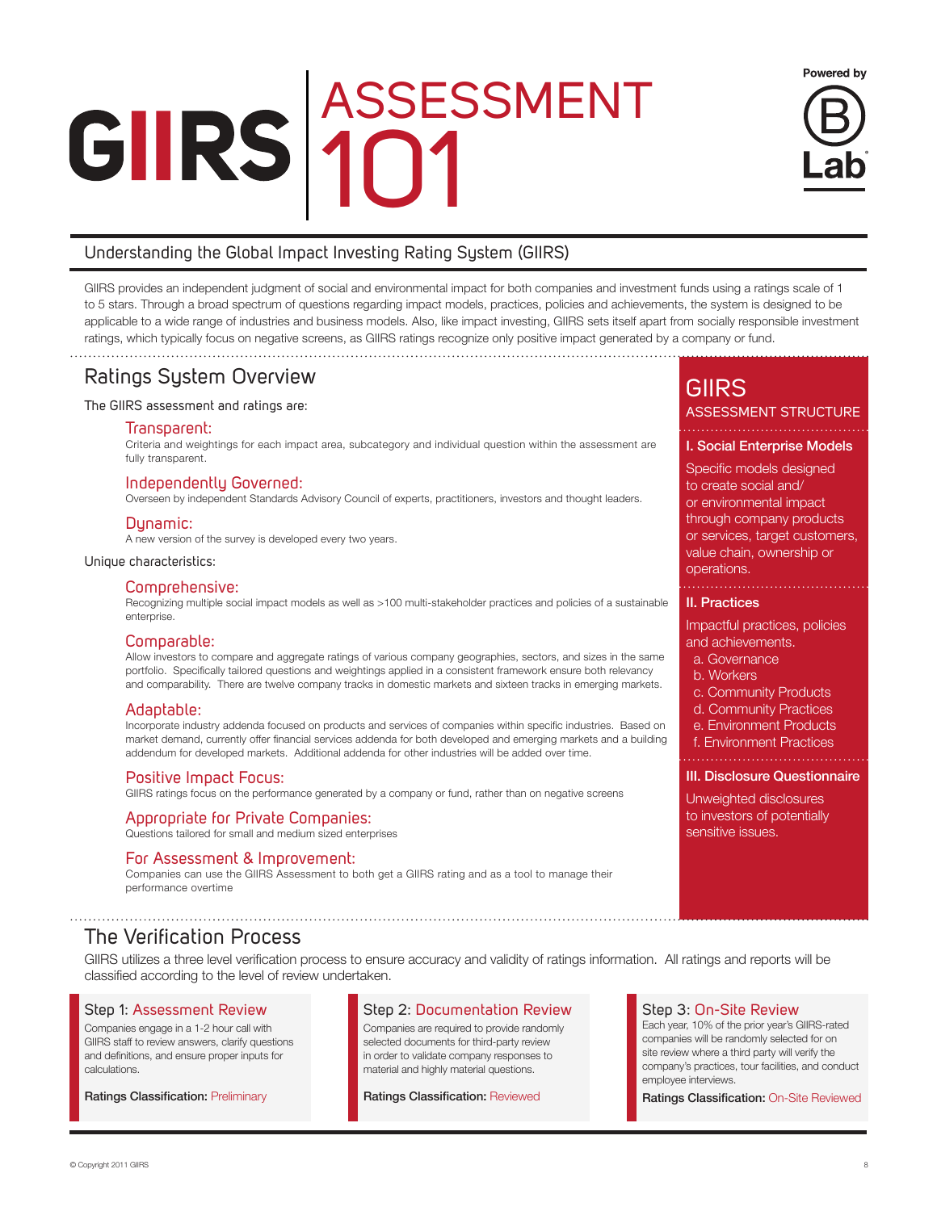# GIIRS ASSESSMENT 101

Powered by B Lab

## Understanding the Global Impact Investing Rating System (GIIRS)

GIIRS provides an independent judgment of social and environmental impact for both companies and investment funds using a ratings scale of 1 to 5 stars. Through a broad spectrum of questions regarding impact models, practices, policies and achievements, the system is designed to be applicable to a wide range of industries and business models. Also, like impact investing, GIIRS sets itself apart from socially responsible investment ratings, which typically focus on negative screens, as GIIRS ratings recognize only positive impact generated by a company or fund.

## Ratings System Overview

The GIIRS assessment and ratings are:

### Transparent:

Criteria and weightings for each impact area, subcategory and individual question within the assessment are fully transparent.

### Independently Governed:

Overseen by independent Standards Advisory Council of experts, practitioners, investors and thought leaders.

### Dynamic:

A new version of the survey is developed every two years.

Unique characteristics:

### Comprehensive:

Recognizing multiple social impact models as well as >100 multi-stakeholder practices and policies of a sustainable enterprise.

### Comparable:

Allow investors to compare and aggregate ratings of various company geographies, sectors, and sizes in the same portfolio. Specifically tailored questions and weightings applied in a consistent framework ensure both relevancy and comparability. There are twelve company tracks in domestic markets and sixteen tracks in emerging markets.

### Adaptable:

Incorporate industry addenda focused on products and services of companies within specific industries. Based on market demand, currently offer financial services addenda for both developed and emerging markets and a building addendum for developed markets. Additional addenda for other industries will be added over time.

### Positive Impact Focus:

GIIRS ratings focus on the performance generated by a company or fund, rather than on negative screens

### Appropriate for Private Companies:

Questions tailored for small and medium sized enterprises

### For Assessment & Improvement:

Companies can use the GIIRS Assessment to both get a GIIRS rating and as a tool to manage their performance overtime

## GIIRS ASSESSMENT STRUCTURE

**I. Social Enterprise Models**

Specific models designed to create social and/or environmental impact through company products or services, target customers, value chain, ownership or operations.

**II. Practices**

Impactful practices, policies and achievements.

a. Governance
b. Workers
c. Community Products
d. Community Practices
e. Environment Products
f. Environment Practices

**III. Disclosure Questionnaire**

Unweighted disclosures to investors of potentially sensitive issues.

## The Verification Process

GIIRS utilizes a three level verification process to ensure accuracy and validity of ratings information. All ratings and reports will be classified according to the level of review undertaken.

### Step 1: Assessment Review

Companies engage in a 1-2 hour call with GIIRS staff to review answers, clarify questions and definitions, and ensure proper inputs for calculations.

**Ratings Classification:** Preliminary

### Step 2: Documentation Review

Companies are required to provide randomly selected documents for third-party review in order to validate company responses to material and highly material questions.

**Ratings Classification:** Reviewed

### Step 3: On-Site Review

Each year, 10% of the prior year's GIIRS-rated companies will be randomly selected for on site review where a third party will verify the company's practices, tour facilities, and conduct employee interviews.

**Ratings Classification:** On-Site Reviewed

© Copyright 2011 GIIRS